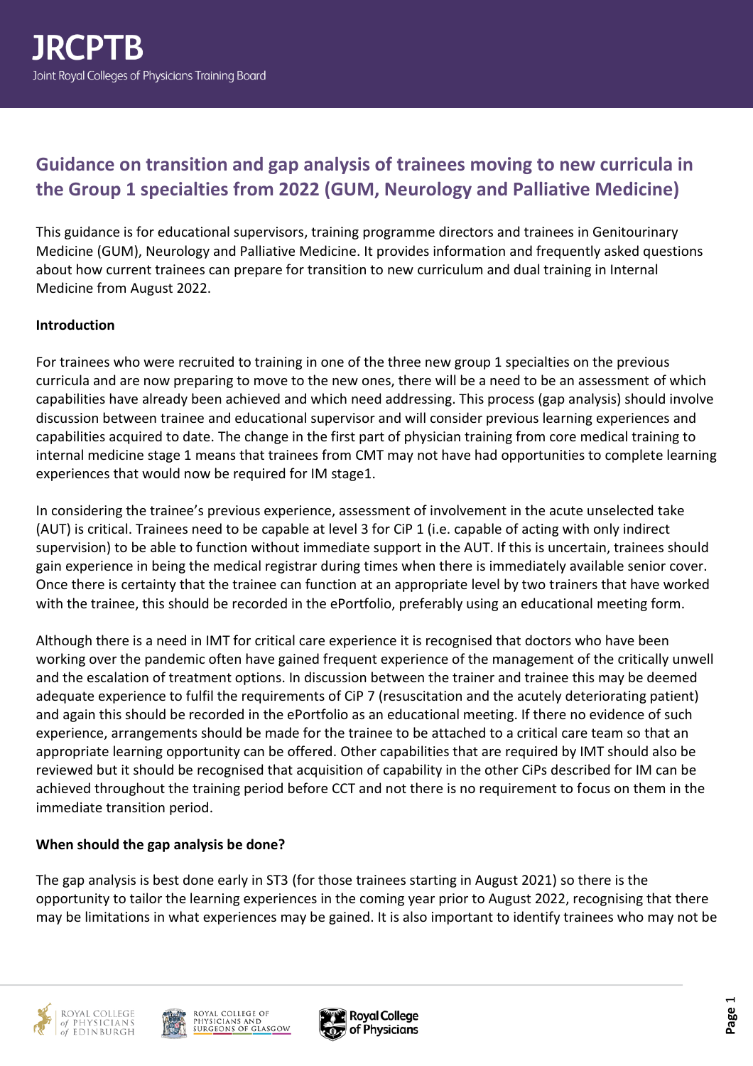## Guidance on transition and gap analysis of trainees moving to new curricula in the Group 1 specialties from 2022 (GUM, Neurology and Palliative Medicine)

This guidance is for educational supervisors, training programme directors and trainees in Genitourinary Medicine (GUM), Neurology and Palliative Medicine. It provides information and frequently asked questions about how current trainees can prepare for transition to new curriculum and dual training in Internal Medicine from August 2022.

**Introduction**

For trainees who were recruited to training in one of the three new group 1 specialties on the previous curricula and are now preparing to move to the new ones, there will be a need to be an assessment of which capabilities have already been achieved and which need addressing. This process (gap analysis) should involve discussion between trainee and educational supervisor and will consider previous learning experiences and capabilities acquired to date. The change in the first part of physician training from core medical training to internal medicine stage 1 means that trainees from CMT may not have had opportunities to complete learning experiences that would now be required for IM stage1.

In considering the trainee's previous experience, assessment of involvement in the acute unselected take (AUT) is critical. Trainees need to be capable at level 3 for CiP 1 (i.e. capable of acting with only indirect supervision) to be able to function without immediate support in the AUT. If this is uncertain, trainees should gain experience in being the medical registrar during times when there is immediately available senior cover. Once there is certainty that the trainee can function at an appropriate level by two trainers that have worked with the trainee, this should be recorded in the ePortfolio, preferably using an educational meeting form.

Although there is a need in IMT for critical care experience it is recognised that doctors who have been working over the pandemic often have gained frequent experience of the management of the critically unwell and the escalation of treatment options. In discussion between the trainer and trainee this may be deemed adequate experience to fulfil the requirements of CiP 7 (resuscitation and the acutely deteriorating patient) and again this should be recorded in the ePortfolio as an educational meeting. If there no evidence of such experience, arrangements should be made for the trainee to be attached to a critical care team so that an appropriate learning opportunity can be offered. Other capabilities that are required by IMT should also be reviewed but it should be recognised that acquisition of capability in the other CiPs described for IM can be achieved throughout the training period before CCT and not there is no requirement to focus on them in the immediate transition period.

**When should the gap analysis be done?**

The gap analysis is best done early in ST3 (for those trainees starting in August 2021) so there is the opportunity to tailor the learning experiences in the coming year prior to August 2022, recognising that there may be limitations in what experiences may be gained. It is also important to identify trainees who may not be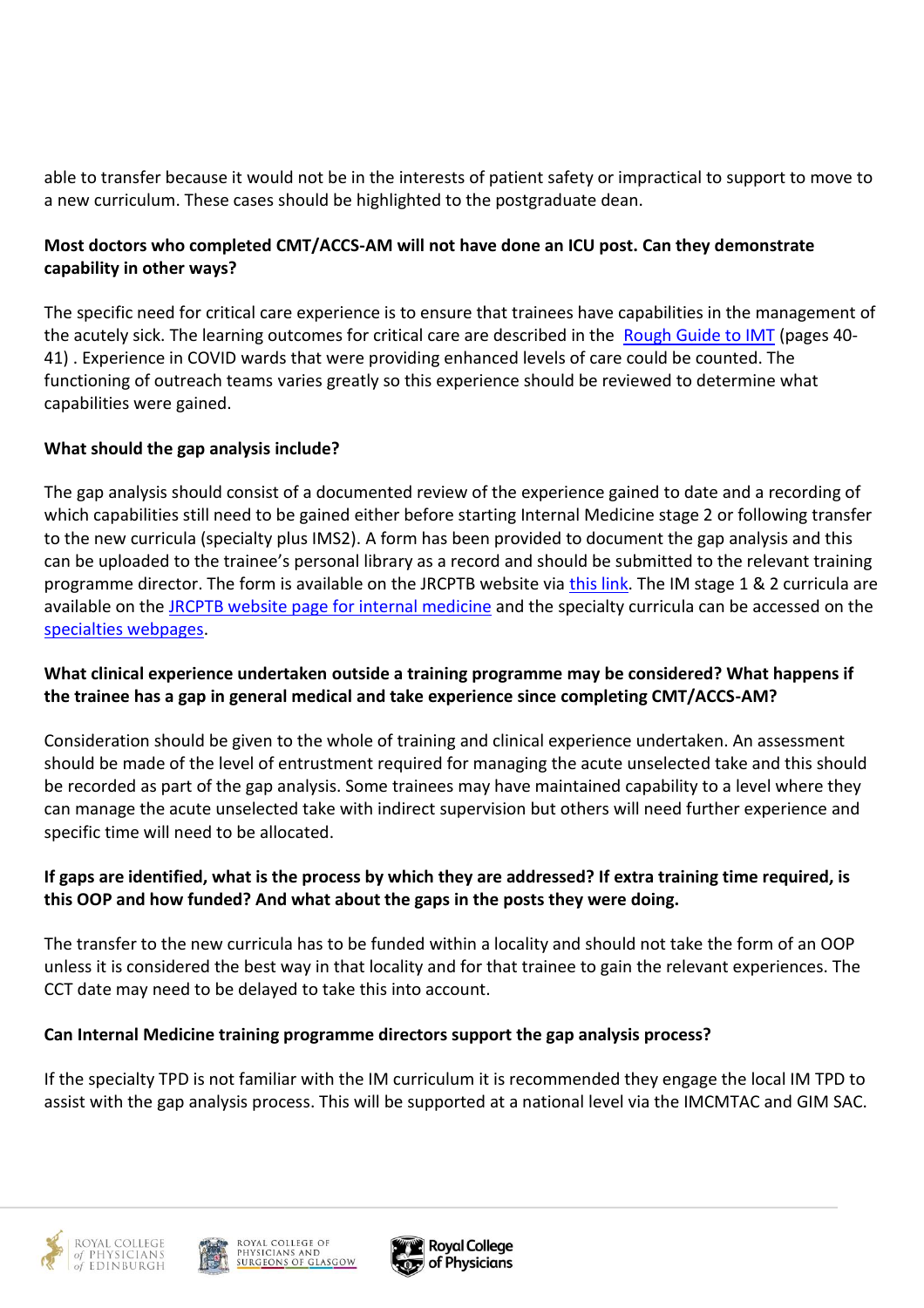able to transfer because it would not be in the interests of patient safety or impractical to support to move to a new curriculum. These cases should be highlighted to the postgraduate dean.

**Most doctors who completed CMT/ACCS-AM will not have done an ICU post. Can they demonstrate capability in other ways?**

The specific need for critical care experience is to ensure that trainees have capabilities in the management of the acutely sick. The learning outcomes for critical care are described in the [Rough Guide to IMT](#) (pages 40-41) . Experience in COVID wards that were providing enhanced levels of care could be counted. The functioning of outreach teams varies greatly so this experience should be reviewed to determine what capabilities were gained.

**What should the gap analysis include?**

The gap analysis should consist of a documented review of the experience gained to date and a recording of which capabilities still need to be gained either before starting Internal Medicine stage 2 or following transfer to the new curricula (specialty plus IMS2). A form has been provided to document the gap analysis and this can be uploaded to the trainee's personal library as a record and should be submitted to the relevant training programme director. The form is available on the JRCPTB website via [this link](#). The IM stage 1 & 2 curricula are available on the [JRCPTB website page for internal medicine](#) and the specialty curricula can be accessed on the [specialties webpages](#).

**What clinical experience undertaken outside a training programme may be considered? What happens if the trainee has a gap in general medical and take experience since completing CMT/ACCS-AM?**

Consideration should be given to the whole of training and clinical experience undertaken. An assessment should be made of the level of entrustment required for managing the acute unselected take and this should be recorded as part of the gap analysis. Some trainees may have maintained capability to a level where they can manage the acute unselected take with indirect supervision but others will need further experience and specific time will need to be allocated.

**If gaps are identified, what is the process by which they are addressed? If extra training time required, is this OOP and how funded? And what about the gaps in the posts they were doing.**

The transfer to the new curricula has to be funded within a locality and should not take the form of an OOP unless it is considered the best way in that locality and for that trainee to gain the relevant experiences. The CCT date may need to be delayed to take this into account.

**Can Internal Medicine training programme directors support the gap analysis process?**

If the specialty TPD is not familiar with the IM curriculum it is recommended they engage the local IM TPD to assist with the gap analysis process. This will be supported at a national level via the IMCMTAC and GIM SAC.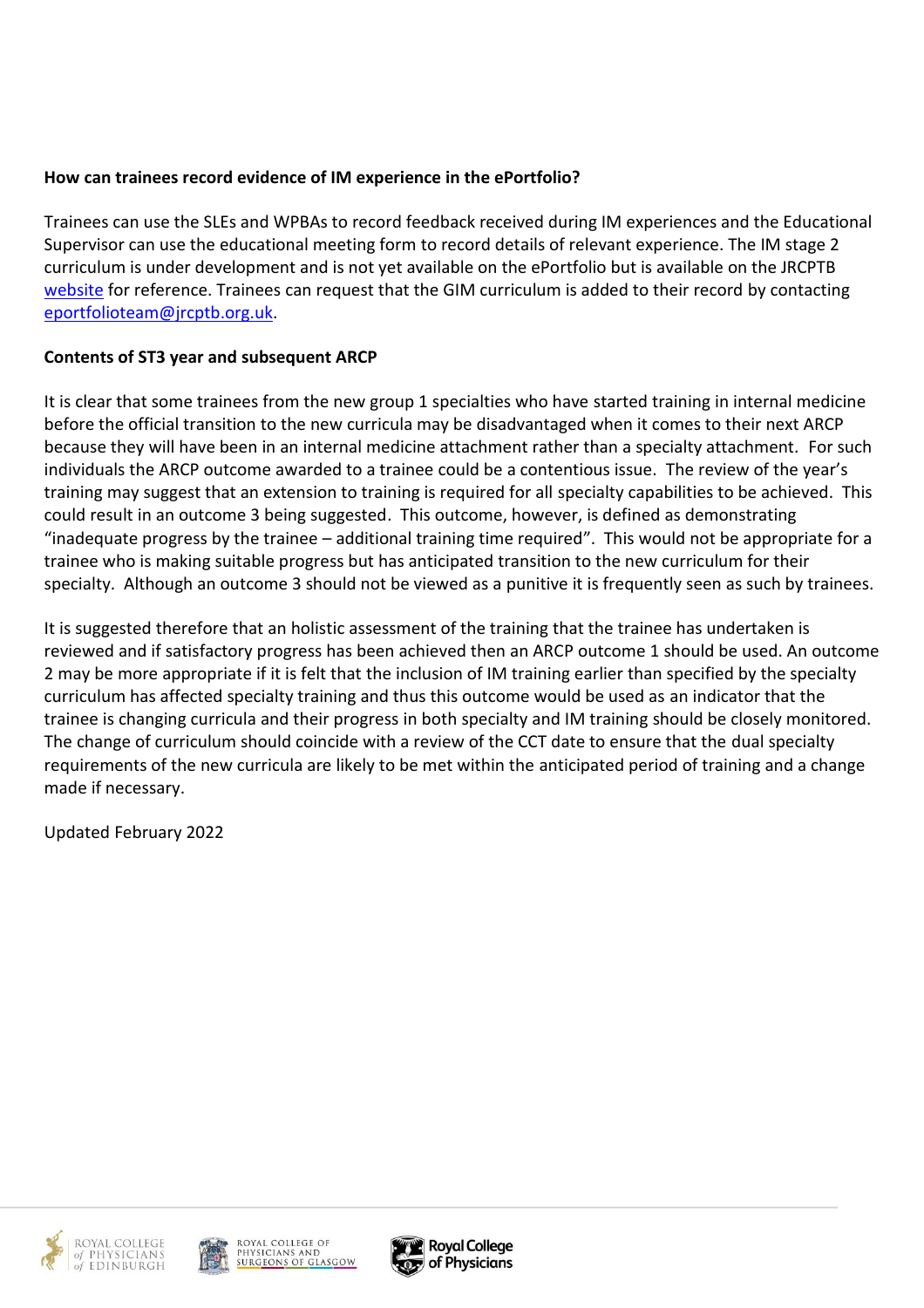**How can trainees record evidence of IM experience in the ePortfolio?**

Trainees can use the SLEs and WPBAs to record feedback received during IM experiences and the Educational Supervisor can use the educational meeting form to record details of relevant experience. The IM stage 2 curriculum is under development and is not yet available on the ePortfolio but is available on the JRCPTB website for reference. Trainees can request that the GIM curriculum is added to their record by contacting eportfolioteam@jrcptb.org.uk.

**Contents of ST3 year and subsequent ARCP**

It is clear that some trainees from the new group 1 specialties who have started training in internal medicine before the official transition to the new curricula may be disadvantaged when it comes to their next ARCP because they will have been in an internal medicine attachment rather than a specialty attachment. For such individuals the ARCP outcome awarded to a trainee could be a contentious issue. The review of the year's training may suggest that an extension to training is required for all specialty capabilities to be achieved. This could result in an outcome 3 being suggested. This outcome, however, is defined as demonstrating "inadequate progress by the trainee – additional training time required". This would not be appropriate for a trainee who is making suitable progress but has anticipated transition to the new curriculum for their specialty. Although an outcome 3 should not be viewed as a punitive it is frequently seen as such by trainees.

It is suggested therefore that an holistic assessment of the training that the trainee has undertaken is reviewed and if satisfactory progress has been achieved then an ARCP outcome 1 should be used. An outcome 2 may be more appropriate if it is felt that the inclusion of IM training earlier than specified by the specialty curriculum has affected specialty training and thus this outcome would be used as an indicator that the trainee is changing curricula and their progress in both specialty and IM training should be closely monitored. The change of curriculum should coincide with a review of the CCT date to ensure that the dual specialty requirements of the new curricula are likely to be met within the anticipated period of training and a change made if necessary.

Updated February 2022